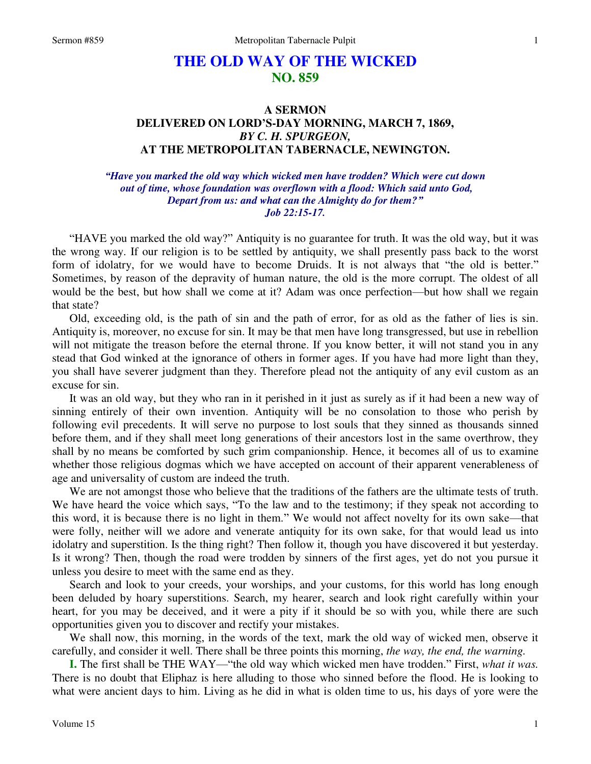# THE OLD WAY OF THE WICKED
## NO. 859

### A SERMON
### DELIVERED ON LORD'S-DAY MORNING, MARCH 7, 1869,
### *BY C. H. SPURGEON,*
### AT THE METROPOLITAN TABERNACLE, NEWINGTON.

*"Have you marked the old way which wicked men have trodden? Which were cut down out of time, whose foundation was overflown with a flood: Which said unto God, Depart from us: and what can the Almighty do for them?"*
*Job 22:15-17.*

"HAVE you marked the old way?" Antiquity is no guarantee for truth. It was the old way, but it was the wrong way. If our religion is to be settled by antiquity, we shall presently pass back to the worst form of idolatry, for we would have to become Druids. It is not always that "the old is better." Sometimes, by reason of the depravity of human nature, the old is the more corrupt. The oldest of all would be the best, but how shall we come at it? Adam was once perfection—but how shall we regain that state?

Old, exceeding old, is the path of sin and the path of error, for as old as the father of lies is sin. Antiquity is, moreover, no excuse for sin. It may be that men have long transgressed, but use in rebellion will not mitigate the treason before the eternal throne. If you know better, it will not stand you in any stead that God winked at the ignorance of others in former ages. If you have had more light than they, you shall have severer judgment than they. Therefore plead not the antiquity of any evil custom as an excuse for sin.

It was an old way, but they who ran in it perished in it just as surely as if it had been a new way of sinning entirely of their own invention. Antiquity will be no consolation to those who perish by following evil precedents. It will serve no purpose to lost souls that they sinned as thousands sinned before them, and if they shall meet long generations of their ancestors lost in the same overthrow, they shall by no means be comforted by such grim companionship. Hence, it becomes all of us to examine whether those religious dogmas which we have accepted on account of their apparent venerableness of age and universality of custom are indeed the truth.

We are not amongst those who believe that the traditions of the fathers are the ultimate tests of truth. We have heard the voice which says, "To the law and to the testimony; if they speak not according to this word, it is because there is no light in them." We would not affect novelty for its own sake—that were folly, neither will we adore and venerate antiquity for its own sake, for that would lead us into idolatry and superstition. Is the thing right? Then follow it, though you have discovered it but yesterday. Is it wrong? Then, though the road were trodden by sinners of the first ages, yet do not you pursue it unless you desire to meet with the same end as they.

Search and look to your creeds, your worships, and your customs, for this world has long enough been deluded by hoary superstitions. Search, my hearer, search and look right carefully within your heart, for you may be deceived, and it were a pity if it should be so with you, while there are such opportunities given you to discover and rectify your mistakes.

We shall now, this morning, in the words of the text, mark the old way of wicked men, observe it carefully, and consider it well. There shall be three points this morning, *the way, the end, the warning.*

**I.** The first shall be THE WAY—"the old way which wicked men have trodden." First, *what it was.* There is no doubt that Eliphaz is here alluding to those who sinned before the flood. He is looking to what were ancient days to him. Living as he did in what is olden time to us, his days of yore were the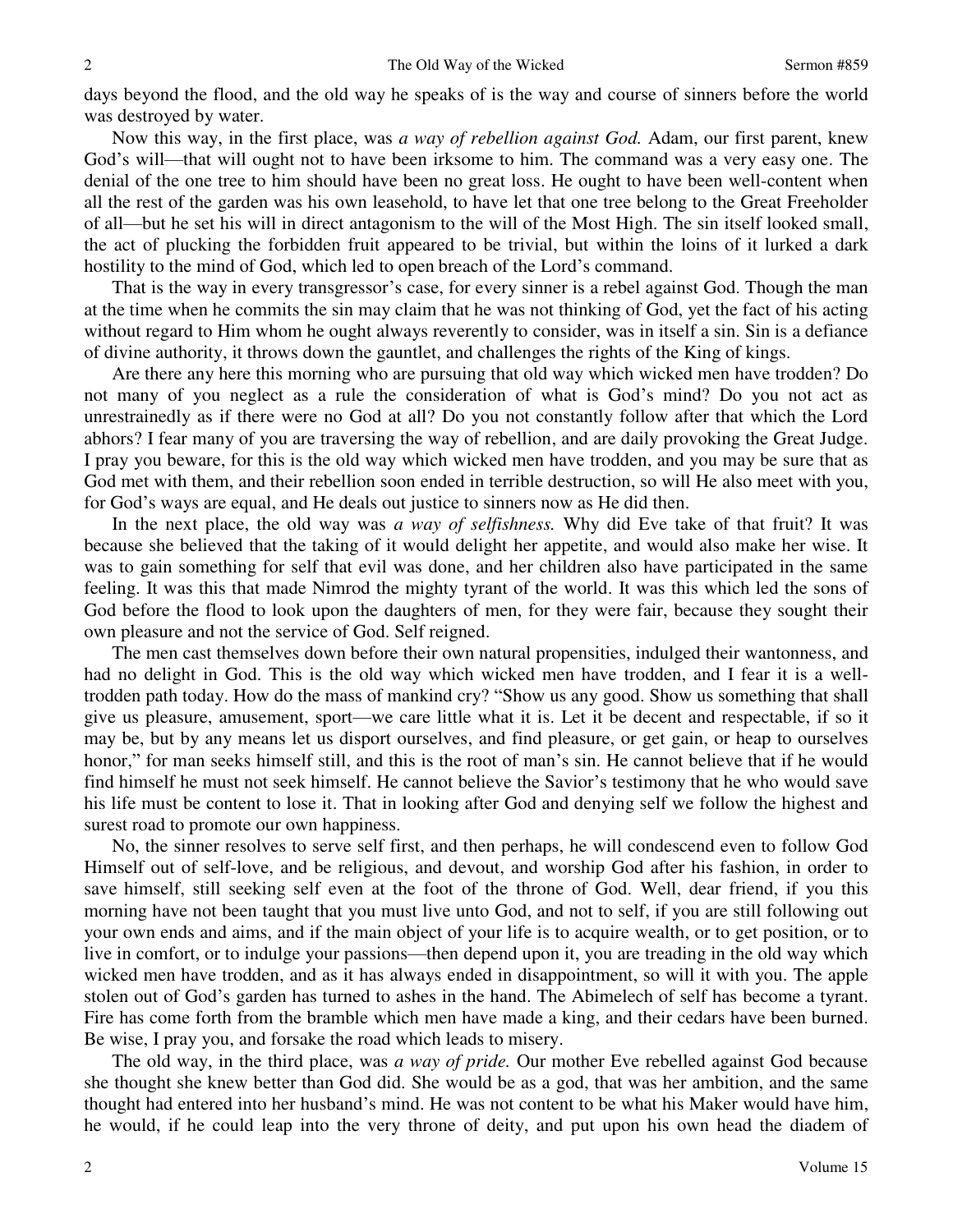days beyond the flood, and the old way he speaks of is the way and course of sinners before the world was destroyed by water.

Now this way, in the first place, was *a way of rebellion against God.* Adam, our first parent, knew God's will—that will ought not to have been irksome to him. The command was a very easy one. The denial of the one tree to him should have been no great loss. He ought to have been well-content when all the rest of the garden was his own leasehold, to have let that one tree belong to the Great Freeholder of all—but he set his will in direct antagonism to the will of the Most High. The sin itself looked small, the act of plucking the forbidden fruit appeared to be trivial, but within the loins of it lurked a dark hostility to the mind of God, which led to open breach of the Lord's command.

That is the way in every transgressor's case, for every sinner is a rebel against God. Though the man at the time when he commits the sin may claim that he was not thinking of God, yet the fact of his acting without regard to Him whom he ought always reverently to consider, was in itself a sin. Sin is a defiance of divine authority, it throws down the gauntlet, and challenges the rights of the King of kings.

Are there any here this morning who are pursuing that old way which wicked men have trodden? Do not many of you neglect as a rule the consideration of what is God's mind? Do you not act as unrestrainedly as if there were no God at all? Do you not constantly follow after that which the Lord abhors? I fear many of you are traversing the way of rebellion, and are daily provoking the Great Judge. I pray you beware, for this is the old way which wicked men have trodden, and you may be sure that as God met with them, and their rebellion soon ended in terrible destruction, so will He also meet with you, for God's ways are equal, and He deals out justice to sinners now as He did then.

In the next place, the old way was *a way of selfishness.* Why did Eve take of that fruit? It was because she believed that the taking of it would delight her appetite, and would also make her wise. It was to gain something for self that evil was done, and her children also have participated in the same feeling. It was this that made Nimrod the mighty tyrant of the world. It was this which led the sons of God before the flood to look upon the daughters of men, for they were fair, because they sought their own pleasure and not the service of God. Self reigned.

The men cast themselves down before their own natural propensities, indulged their wantonness, and had no delight in God. This is the old way which wicked men have trodden, and I fear it is a well-trodden path today. How do the mass of mankind cry? "Show us any good. Show us something that shall give us pleasure, amusement, sport—we care little what it is. Let it be decent and respectable, if so it may be, but by any means let us disport ourselves, and find pleasure, or get gain, or heap to ourselves honor," for man seeks himself still, and this is the root of man's sin. He cannot believe that if he would find himself he must not seek himself. He cannot believe the Savior's testimony that he who would save his life must be content to lose it. That in looking after God and denying self we follow the highest and surest road to promote our own happiness.

No, the sinner resolves to serve self first, and then perhaps, he will condescend even to follow God Himself out of self-love, and be religious, and devout, and worship God after his fashion, in order to save himself, still seeking self even at the foot of the throne of God. Well, dear friend, if you this morning have not been taught that you must live unto God, and not to self, if you are still following out your own ends and aims, and if the main object of your life is to acquire wealth, or to get position, or to live in comfort, or to indulge your passions—then depend upon it, you are treading in the old way which wicked men have trodden, and as it has always ended in disappointment, so will it with you. The apple stolen out of God's garden has turned to ashes in the hand. The Abimelech of self has become a tyrant. Fire has come forth from the bramble which men have made a king, and their cedars have been burned. Be wise, I pray you, and forsake the road which leads to misery.

The old way, in the third place, was *a way of pride.* Our mother Eve rebelled against God because she thought she knew better than God did. She would be as a god, that was her ambition, and the same thought had entered into her husband's mind. He was not content to be what his Maker would have him, he would, if he could leap into the very throne of deity, and put upon his own head the diadem of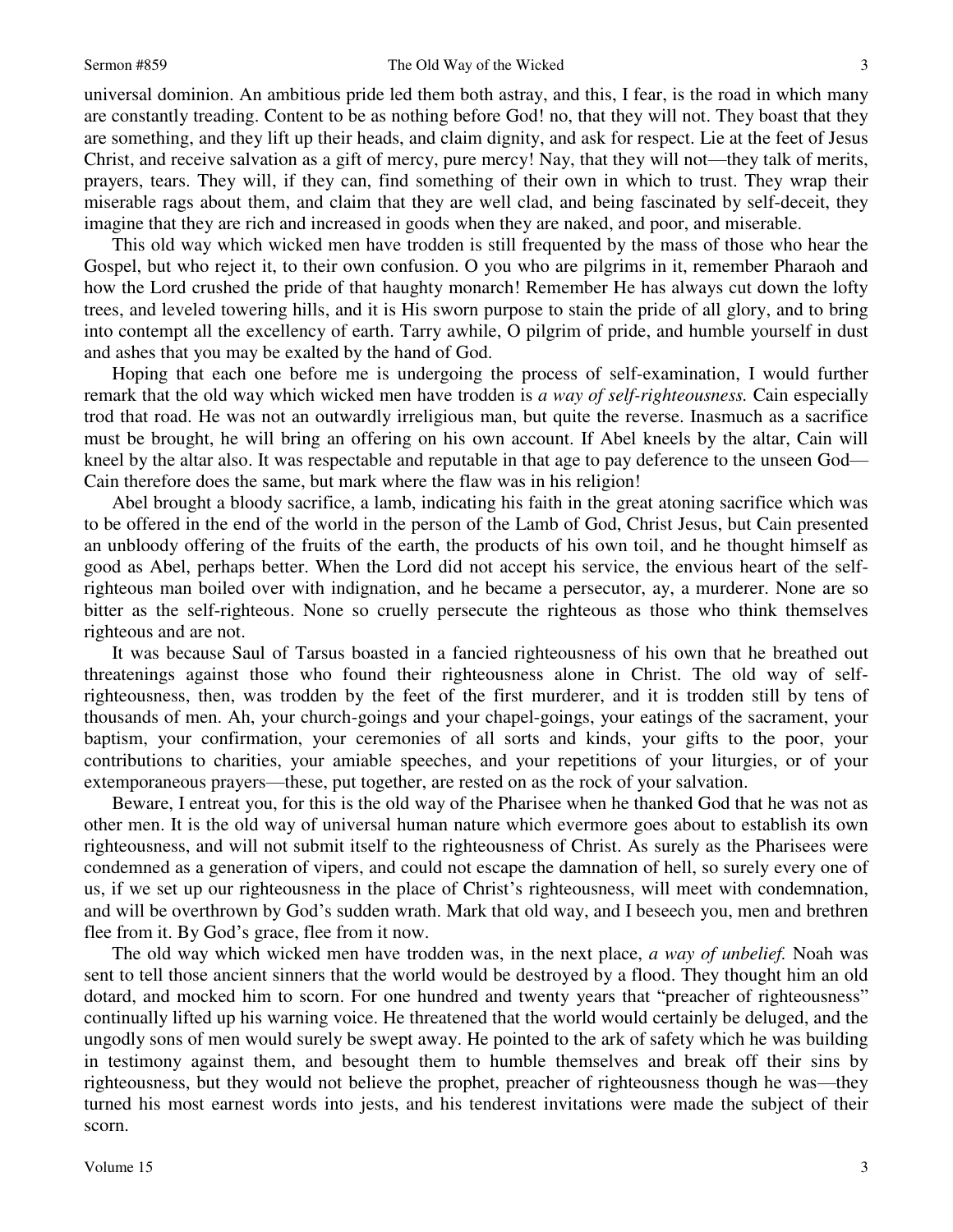universal dominion. An ambitious pride led them both astray, and this, I fear, is the road in which many are constantly treading. Content to be as nothing before God! no, that they will not. They boast that they are something, and they lift up their heads, and claim dignity, and ask for respect. Lie at the feet of Jesus Christ, and receive salvation as a gift of mercy, pure mercy! Nay, that they will not—they talk of merits, prayers, tears. They will, if they can, find something of their own in which to trust. They wrap their miserable rags about them, and claim that they are well clad, and being fascinated by self-deceit, they imagine that they are rich and increased in goods when they are naked, and poor, and miserable.

This old way which wicked men have trodden is still frequented by the mass of those who hear the Gospel, but who reject it, to their own confusion. O you who are pilgrims in it, remember Pharaoh and how the Lord crushed the pride of that haughty monarch! Remember He has always cut down the lofty trees, and leveled towering hills, and it is His sworn purpose to stain the pride of all glory, and to bring into contempt all the excellency of earth. Tarry awhile, O pilgrim of pride, and humble yourself in dust and ashes that you may be exalted by the hand of God.

Hoping that each one before me is undergoing the process of self-examination, I would further remark that the old way which wicked men have trodden is *a way of self-righteousness.* Cain especially trod that road. He was not an outwardly irreligious man, but quite the reverse. Inasmuch as a sacrifice must be brought, he will bring an offering on his own account. If Abel kneels by the altar, Cain will kneel by the altar also. It was respectable and reputable in that age to pay deference to the unseen God—Cain therefore does the same, but mark where the flaw was in his religion!

Abel brought a bloody sacrifice, a lamb, indicating his faith in the great atoning sacrifice which was to be offered in the end of the world in the person of the Lamb of God, Christ Jesus, but Cain presented an unbloody offering of the fruits of the earth, the products of his own toil, and he thought himself as good as Abel, perhaps better. When the Lord did not accept his service, the envious heart of the self-righteous man boiled over with indignation, and he became a persecutor, ay, a murderer. None are so bitter as the self-righteous. None so cruelly persecute the righteous as those who think themselves righteous and are not.

It was because Saul of Tarsus boasted in a fancied righteousness of his own that he breathed out threatenings against those who found their righteousness alone in Christ. The old way of self-righteousness, then, was trodden by the feet of the first murderer, and it is trodden still by tens of thousands of men. Ah, your church-goings and your chapel-goings, your eatings of the sacrament, your baptism, your confirmation, your ceremonies of all sorts and kinds, your gifts to the poor, your contributions to charities, your amiable speeches, and your repetitions of your liturgies, or of your extemporaneous prayers—these, put together, are rested on as the rock of your salvation.

Beware, I entreat you, for this is the old way of the Pharisee when he thanked God that he was not as other men. It is the old way of universal human nature which evermore goes about to establish its own righteousness, and will not submit itself to the righteousness of Christ. As surely as the Pharisees were condemned as a generation of vipers, and could not escape the damnation of hell, so surely every one of us, if we set up our righteousness in the place of Christ's righteousness, will meet with condemnation, and will be overthrown by God's sudden wrath. Mark that old way, and I beseech you, men and brethren flee from it. By God's grace, flee from it now.

The old way which wicked men have trodden was, in the next place, *a way of unbelief.* Noah was sent to tell those ancient sinners that the world would be destroyed by a flood. They thought him an old dotard, and mocked him to scorn. For one hundred and twenty years that "preacher of righteousness" continually lifted up his warning voice. He threatened that the world would certainly be deluged, and the ungodly sons of men would surely be swept away. He pointed to the ark of safety which he was building in testimony against them, and besought them to humble themselves and break off their sins by righteousness, but they would not believe the prophet, preacher of righteousness though he was—they turned his most earnest words into jests, and his tenderest invitations were made the subject of their scorn.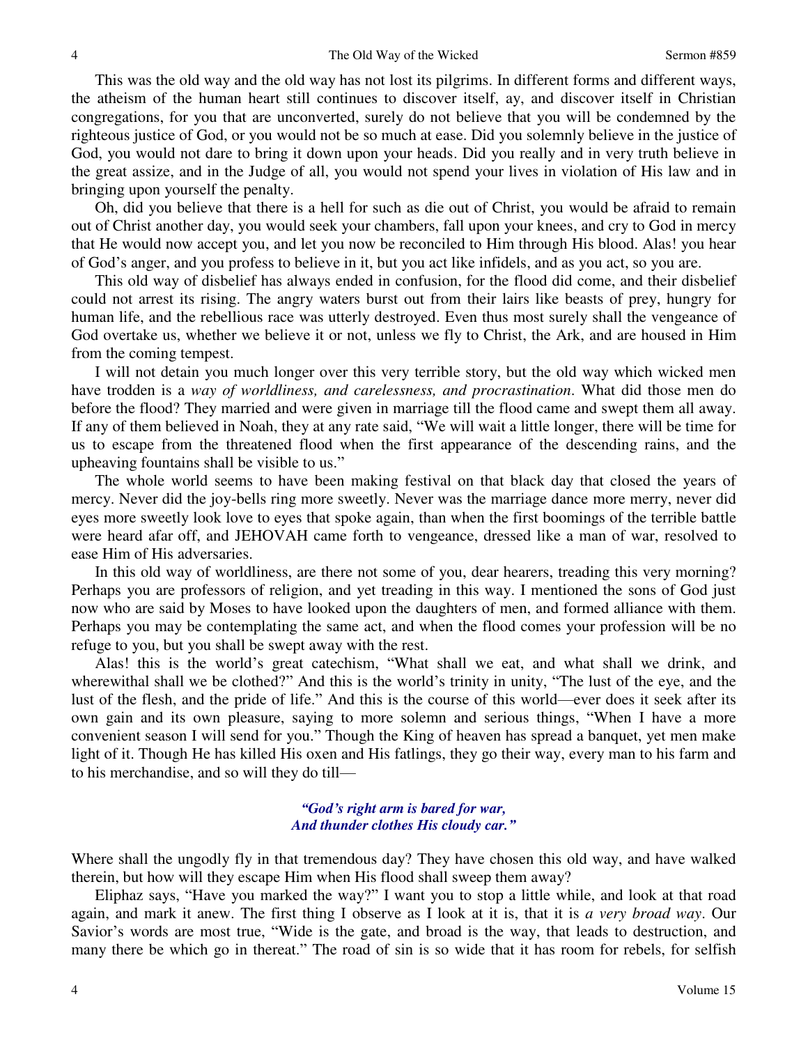This was the old way and the old way has not lost its pilgrims. In different forms and different ways, the atheism of the human heart still continues to discover itself, ay, and discover itself in Christian congregations, for you that are unconverted, surely do not believe that you will be condemned by the righteous justice of God, or you would not be so much at ease. Did you solemnly believe in the justice of God, you would not dare to bring it down upon your heads. Did you really and in very truth believe in the great assize, and in the Judge of all, you would not spend your lives in violation of His law and in bringing upon yourself the penalty.

Oh, did you believe that there is a hell for such as die out of Christ, you would be afraid to remain out of Christ another day, you would seek your chambers, fall upon your knees, and cry to God in mercy that He would now accept you, and let you now be reconciled to Him through His blood. Alas! you hear of God's anger, and you profess to believe in it, but you act like infidels, and as you act, so you are.

This old way of disbelief has always ended in confusion, for the flood did come, and their disbelief could not arrest its rising. The angry waters burst out from their lairs like beasts of prey, hungry for human life, and the rebellious race was utterly destroyed. Even thus most surely shall the vengeance of God overtake us, whether we believe it or not, unless we fly to Christ, the Ark, and are housed in Him from the coming tempest.

I will not detain you much longer over this very terrible story, but the old way which wicked men have trodden is a *way of worldliness, and carelessness, and procrastination*. What did those men do before the flood? They married and were given in marriage till the flood came and swept them all away. If any of them believed in Noah, they at any rate said, "We will wait a little longer, there will be time for us to escape from the threatened flood when the first appearance of the descending rains, and the upheaving fountains shall be visible to us."

The whole world seems to have been making festival on that black day that closed the years of mercy. Never did the joy-bells ring more sweetly. Never was the marriage dance more merry, never did eyes more sweetly look love to eyes that spoke again, than when the first boomings of the terrible battle were heard afar off, and JEHOVAH came forth to vengeance, dressed like a man of war, resolved to ease Him of His adversaries.

In this old way of worldliness, are there not some of you, dear hearers, treading this very morning? Perhaps you are professors of religion, and yet treading in this way. I mentioned the sons of God just now who are said by Moses to have looked upon the daughters of men, and formed alliance with them. Perhaps you may be contemplating the same act, and when the flood comes your profession will be no refuge to you, but you shall be swept away with the rest.

Alas! this is the world's great catechism, "What shall we eat, and what shall we drink, and wherewithal shall we be clothed?" And this is the world's trinity in unity, "The lust of the eye, and the lust of the flesh, and the pride of life." And this is the course of this world—ever does it seek after its own gain and its own pleasure, saying to more solemn and serious things, "When I have a more convenient season I will send for you." Though the King of heaven has spread a banquet, yet men make light of it. Though He has killed His oxen and His fatlings, they go their way, every man to his farm and to his merchandise, and so will they do till—

> *"God's right arm is bared for war,*
> *And thunder clothes His cloudy car."*

Where shall the ungodly fly in that tremendous day? They have chosen this old way, and have walked therein, but how will they escape Him when His flood shall sweep them away?

Eliphaz says, "Have you marked the way?" I want you to stop a little while, and look at that road again, and mark it anew. The first thing I observe as I look at it is, that it is *a very broad way*. Our Savior's words are most true, "Wide is the gate, and broad is the way, that leads to destruction, and many there be which go in thereat." The road of sin is so wide that it has room for rebels, for selfish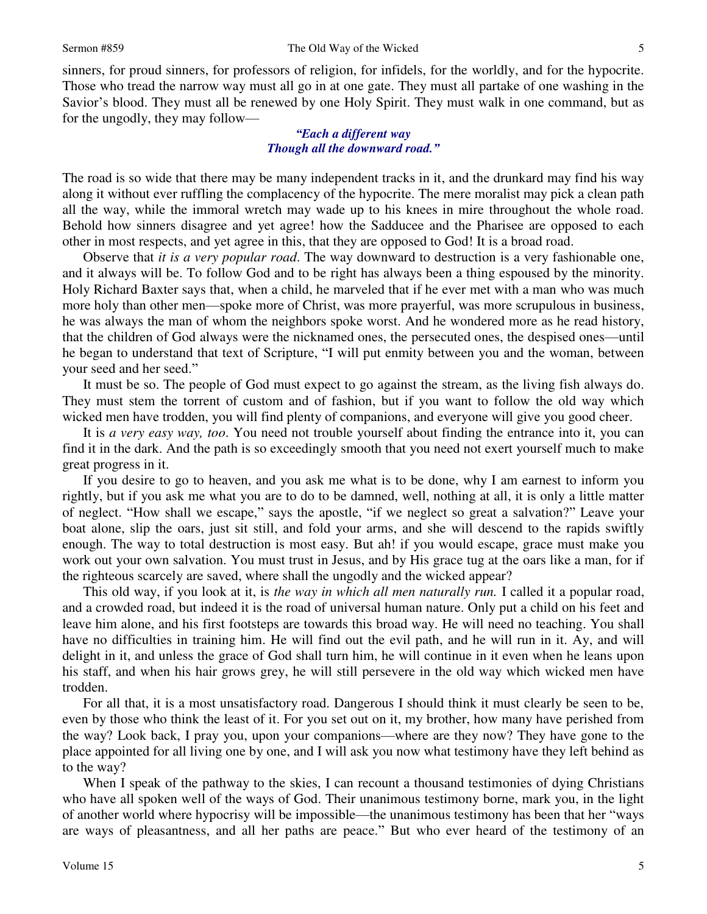sinners, for proud sinners, for professors of religion, for infidels, for the worldly, and for the hypocrite. Those who tread the narrow way must all go in at one gate. They must all partake of one washing in the Savior's blood. They must all be renewed by one Holy Spirit. They must walk in one command, but as for the ungodly, they may follow—

> ***"Each a different way***
> ***Though all the downward road."***

The road is so wide that there may be many independent tracks in it, and the drunkard may find his way along it without ever ruffling the complacency of the hypocrite. The mere moralist may pick a clean path all the way, while the immoral wretch may wade up to his knees in mire throughout the whole road. Behold how sinners disagree and yet agree! how the Sadducee and the Pharisee are opposed to each other in most respects, and yet agree in this, that they are opposed to God! It is a broad road.

Observe that *it is a very popular road*. The way downward to destruction is a very fashionable one, and it always will be. To follow God and to be right has always been a thing espoused by the minority. Holy Richard Baxter says that, when a child, he marveled that if he ever met with a man who was much more holy than other men—spoke more of Christ, was more prayerful, was more scrupulous in business, he was always the man of whom the neighbors spoke worst. And he wondered more as he read history, that the children of God always were the nicknamed ones, the persecuted ones, the despised ones—until he began to understand that text of Scripture, "I will put enmity between you and the woman, between your seed and her seed."

It must be so. The people of God must expect to go against the stream, as the living fish always do. They must stem the torrent of custom and of fashion, but if you want to follow the old way which wicked men have trodden, you will find plenty of companions, and everyone will give you good cheer.

It is *a very easy way, too*. You need not trouble yourself about finding the entrance into it, you can find it in the dark. And the path is so exceedingly smooth that you need not exert yourself much to make great progress in it.

If you desire to go to heaven, and you ask me what is to be done, why I am earnest to inform you rightly, but if you ask me what you are to do to be damned, well, nothing at all, it is only a little matter of neglect. "How shall we escape," says the apostle, "if we neglect so great a salvation?" Leave your boat alone, slip the oars, just sit still, and fold your arms, and she will descend to the rapids swiftly enough. The way to total destruction is most easy. But ah! if you would escape, grace must make you work out your own salvation. You must trust in Jesus, and by His grace tug at the oars like a man, for if the righteous scarcely are saved, where shall the ungodly and the wicked appear?

This old way, if you look at it, is *the way in which all men naturally run.* I called it a popular road, and a crowded road, but indeed it is the road of universal human nature. Only put a child on his feet and leave him alone, and his first footsteps are towards this broad way. He will need no teaching. You shall have no difficulties in training him. He will find out the evil path, and he will run in it. Ay, and will delight in it, and unless the grace of God shall turn him, he will continue in it even when he leans upon his staff, and when his hair grows grey, he will still persevere in the old way which wicked men have trodden.

For all that, it is a most unsatisfactory road. Dangerous I should think it must clearly be seen to be, even by those who think the least of it. For you set out on it, my brother, how many have perished from the way? Look back, I pray you, upon your companions—where are they now? They have gone to the place appointed for all living one by one, and I will ask you now what testimony have they left behind as to the way?

When I speak of the pathway to the skies, I can recount a thousand testimonies of dying Christians who have all spoken well of the ways of God. Their unanimous testimony borne, mark you, in the light of another world where hypocrisy will be impossible—the unanimous testimony has been that her "ways are ways of pleasantness, and all her paths are peace." But who ever heard of the testimony of an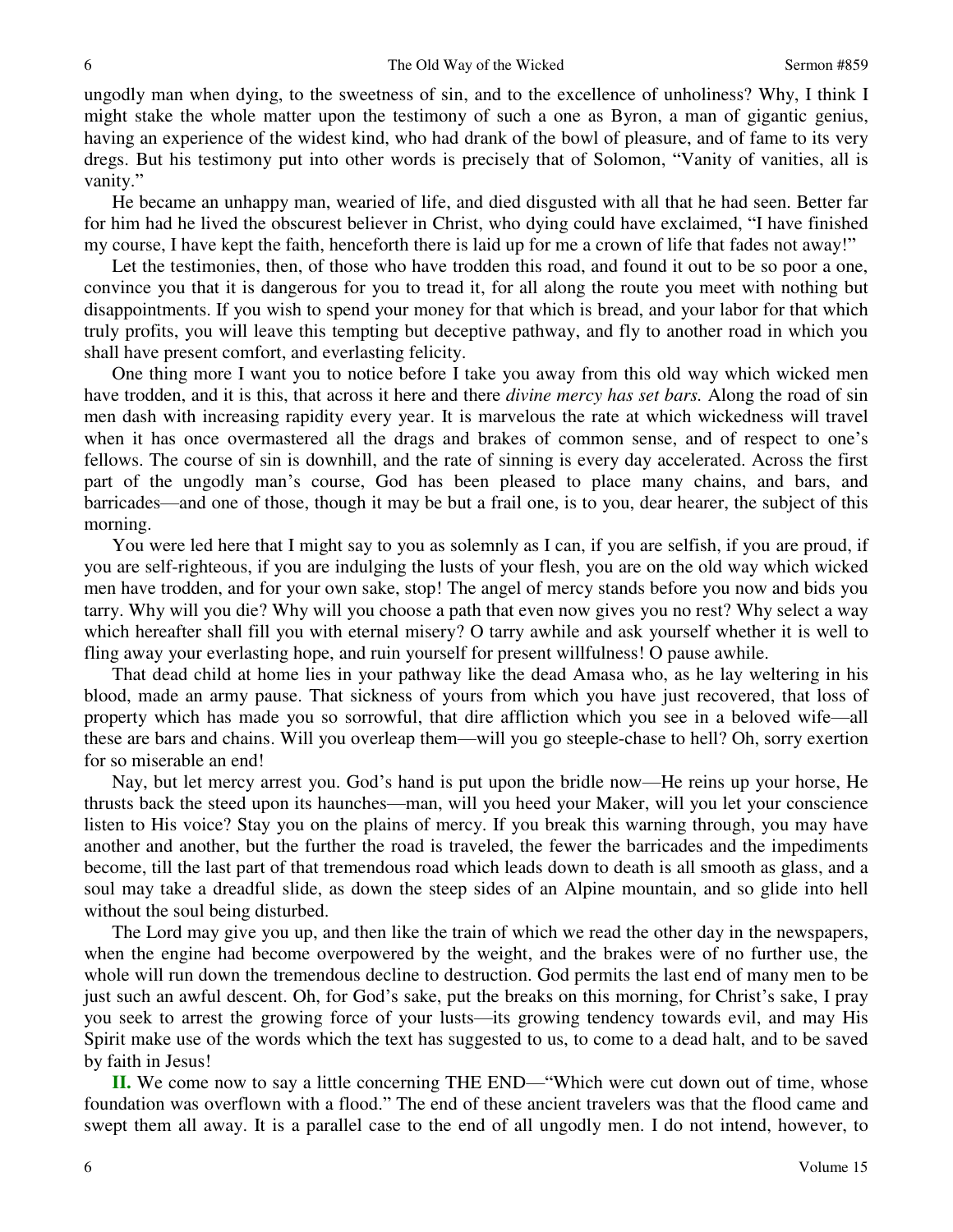ungodly man when dying, to the sweetness of sin, and to the excellence of unholiness? Why, I think I might stake the whole matter upon the testimony of such a one as Byron, a man of gigantic genius, having an experience of the widest kind, who had drank of the bowl of pleasure, and of fame to its very dregs. But his testimony put into other words is precisely that of Solomon, "Vanity of vanities, all is vanity."

He became an unhappy man, wearied of life, and died disgusted with all that he had seen. Better far for him had he lived the obscurest believer in Christ, who dying could have exclaimed, "I have finished my course, I have kept the faith, henceforth there is laid up for me a crown of life that fades not away!"

Let the testimonies, then, of those who have trodden this road, and found it out to be so poor a one, convince you that it is dangerous for you to tread it, for all along the route you meet with nothing but disappointments. If you wish to spend your money for that which is bread, and your labor for that which truly profits, you will leave this tempting but deceptive pathway, and fly to another road in which you shall have present comfort, and everlasting felicity.

One thing more I want you to notice before I take you away from this old way which wicked men have trodden, and it is this, that across it here and there *divine mercy has set bars.* Along the road of sin men dash with increasing rapidity every year. It is marvelous the rate at which wickedness will travel when it has once overmastered all the drags and brakes of common sense, and of respect to one's fellows. The course of sin is downhill, and the rate of sinning is every day accelerated. Across the first part of the ungodly man's course, God has been pleased to place many chains, and bars, and barricades—and one of those, though it may be but a frail one, is to you, dear hearer, the subject of this morning.

You were led here that I might say to you as solemnly as I can, if you are selfish, if you are proud, if you are self-righteous, if you are indulging the lusts of your flesh, you are on the old way which wicked men have trodden, and for your own sake, stop! The angel of mercy stands before you now and bids you tarry. Why will you die? Why will you choose a path that even now gives you no rest? Why select a way which hereafter shall fill you with eternal misery? O tarry awhile and ask yourself whether it is well to fling away your everlasting hope, and ruin yourself for present willfulness! O pause awhile.

That dead child at home lies in your pathway like the dead Amasa who, as he lay weltering in his blood, made an army pause. That sickness of yours from which you have just recovered, that loss of property which has made you so sorrowful, that dire affliction which you see in a beloved wife—all these are bars and chains. Will you overleap them—will you go steeple-chase to hell? Oh, sorry exertion for so miserable an end!

Nay, but let mercy arrest you. God's hand is put upon the bridle now—He reins up your horse, He thrusts back the steed upon its haunches—man, will you heed your Maker, will you let your conscience listen to His voice? Stay you on the plains of mercy. If you break this warning through, you may have another and another, but the further the road is traveled, the fewer the barricades and the impediments become, till the last part of that tremendous road which leads down to death is all smooth as glass, and a soul may take a dreadful slide, as down the steep sides of an Alpine mountain, and so glide into hell without the soul being disturbed.

The Lord may give you up, and then like the train of which we read the other day in the newspapers, when the engine had become overpowered by the weight, and the brakes were of no further use, the whole will run down the tremendous decline to destruction. God permits the last end of many men to be just such an awful descent. Oh, for God's sake, put the breaks on this morning, for Christ's sake, I pray you seek to arrest the growing force of your lusts—its growing tendency towards evil, and may His Spirit make use of the words which the text has suggested to us, to come to a dead halt, and to be saved by faith in Jesus!

**II.** We come now to say a little concerning THE END—"Which were cut down out of time, whose foundation was overflown with a flood." The end of these ancient travelers was that the flood came and swept them all away. It is a parallel case to the end of all ungodly men. I do not intend, however, to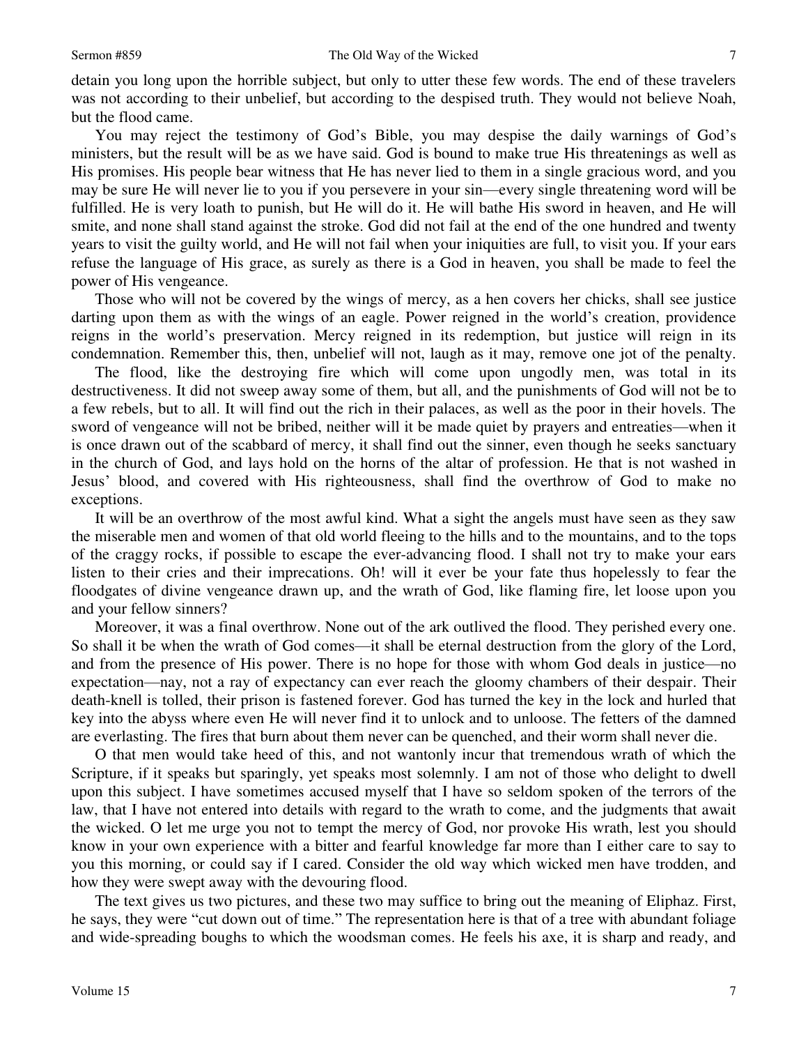detain you long upon the horrible subject, but only to utter these few words. The end of these travelers was not according to their unbelief, but according to the despised truth. They would not believe Noah, but the flood came.

You may reject the testimony of God's Bible, you may despise the daily warnings of God's ministers, but the result will be as we have said. God is bound to make true His threatenings as well as His promises. His people bear witness that He has never lied to them in a single gracious word, and you may be sure He will never lie to you if you persevere in your sin—every single threatening word will be fulfilled. He is very loath to punish, but He will do it. He will bathe His sword in heaven, and He will smite, and none shall stand against the stroke. God did not fail at the end of the one hundred and twenty years to visit the guilty world, and He will not fail when your iniquities are full, to visit you. If your ears refuse the language of His grace, as surely as there is a God in heaven, you shall be made to feel the power of His vengeance.

Those who will not be covered by the wings of mercy, as a hen covers her chicks, shall see justice darting upon them as with the wings of an eagle. Power reigned in the world's creation, providence reigns in the world's preservation. Mercy reigned in its redemption, but justice will reign in its condemnation. Remember this, then, unbelief will not, laugh as it may, remove one jot of the penalty.

The flood, like the destroying fire which will come upon ungodly men, was total in its destructiveness. It did not sweep away some of them, but all, and the punishments of God will not be to a few rebels, but to all. It will find out the rich in their palaces, as well as the poor in their hovels. The sword of vengeance will not be bribed, neither will it be made quiet by prayers and entreaties—when it is once drawn out of the scabbard of mercy, it shall find out the sinner, even though he seeks sanctuary in the church of God, and lays hold on the horns of the altar of profession. He that is not washed in Jesus' blood, and covered with His righteousness, shall find the overthrow of God to make no exceptions.

It will be an overthrow of the most awful kind. What a sight the angels must have seen as they saw the miserable men and women of that old world fleeing to the hills and to the mountains, and to the tops of the craggy rocks, if possible to escape the ever-advancing flood. I shall not try to make your ears listen to their cries and their imprecations. Oh! will it ever be your fate thus hopelessly to fear the floodgates of divine vengeance drawn up, and the wrath of God, like flaming fire, let loose upon you and your fellow sinners?

Moreover, it was a final overthrow. None out of the ark outlived the flood. They perished every one. So shall it be when the wrath of God comes—it shall be eternal destruction from the glory of the Lord, and from the presence of His power. There is no hope for those with whom God deals in justice—no expectation—nay, not a ray of expectancy can ever reach the gloomy chambers of their despair. Their death-knell is tolled, their prison is fastened forever. God has turned the key in the lock and hurled that key into the abyss where even He will never find it to unlock and to unloose. The fetters of the damned are everlasting. The fires that burn about them never can be quenched, and their worm shall never die.

O that men would take heed of this, and not wantonly incur that tremendous wrath of which the Scripture, if it speaks but sparingly, yet speaks most solemnly. I am not of those who delight to dwell upon this subject. I have sometimes accused myself that I have so seldom spoken of the terrors of the law, that I have not entered into details with regard to the wrath to come, and the judgments that await the wicked. O let me urge you not to tempt the mercy of God, nor provoke His wrath, lest you should know in your own experience with a bitter and fearful knowledge far more than I either care to say to you this morning, or could say if I cared. Consider the old way which wicked men have trodden, and how they were swept away with the devouring flood.

The text gives us two pictures, and these two may suffice to bring out the meaning of Eliphaz. First, he says, they were "cut down out of time." The representation here is that of a tree with abundant foliage and wide-spreading boughs to which the woodsman comes. He feels his axe, it is sharp and ready, and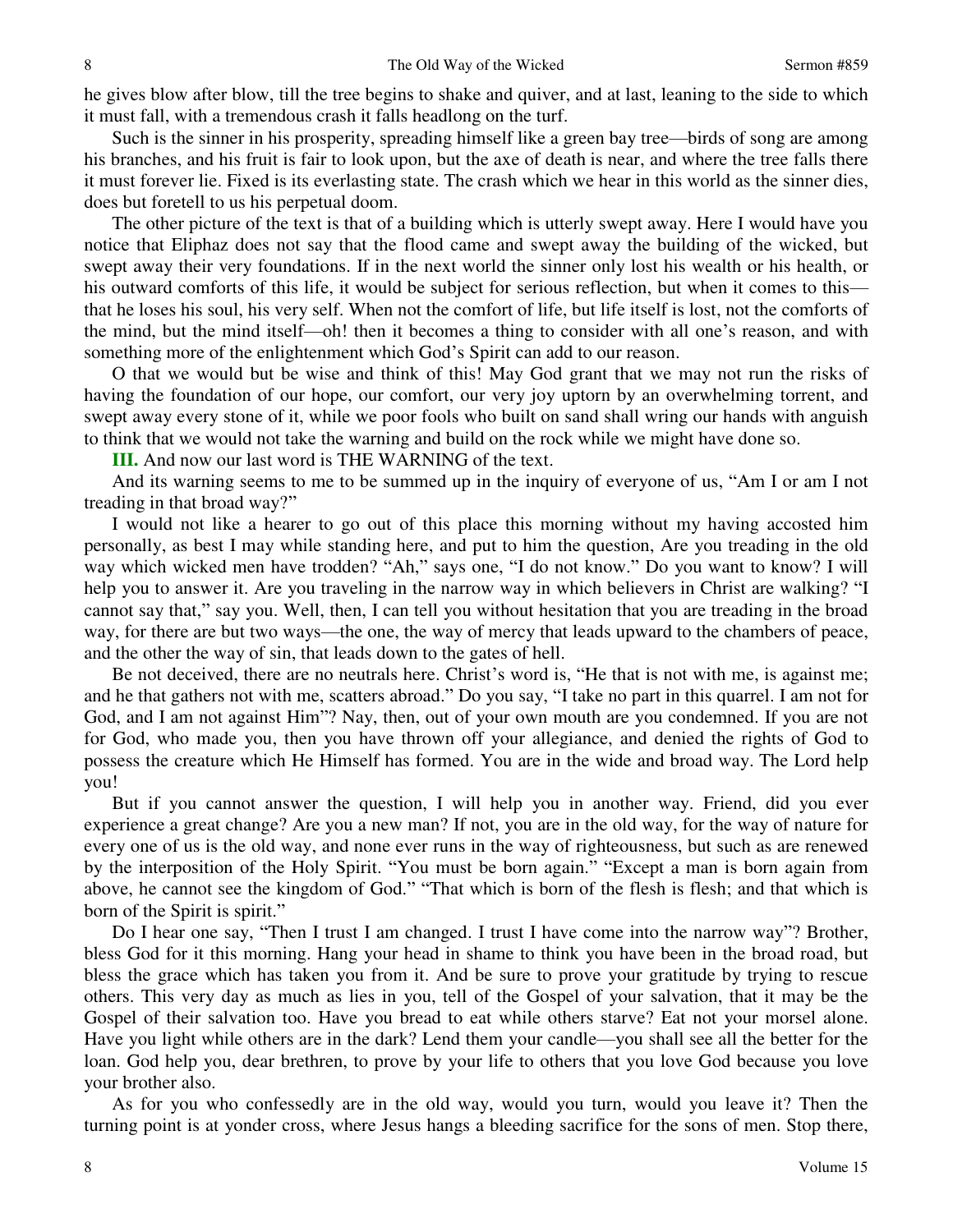he gives blow after blow, till the tree begins to shake and quiver, and at last, leaning to the side to which it must fall, with a tremendous crash it falls headlong on the turf.

Such is the sinner in his prosperity, spreading himself like a green bay tree—birds of song are among his branches, and his fruit is fair to look upon, but the axe of death is near, and where the tree falls there it must forever lie. Fixed is its everlasting state. The crash which we hear in this world as the sinner dies, does but foretell to us his perpetual doom.

The other picture of the text is that of a building which is utterly swept away. Here I would have you notice that Eliphaz does not say that the flood came and swept away the building of the wicked, but swept away their very foundations. If in the next world the sinner only lost his wealth or his health, or his outward comforts of this life, it would be subject for serious reflection, but when it comes to this—that he loses his soul, his very self. When not the comfort of life, but life itself is lost, not the comforts of the mind, but the mind itself—oh! then it becomes a thing to consider with all one's reason, and with something more of the enlightenment which God's Spirit can add to our reason.

O that we would but be wise and think of this! May God grant that we may not run the risks of having the foundation of our hope, our comfort, our very joy uptorn by an overwhelming torrent, and swept away every stone of it, while we poor fools who built on sand shall wring our hands with anguish to think that we would not take the warning and build on the rock while we might have done so.

**III.** And now our last word is THE WARNING of the text.

And its warning seems to me to be summed up in the inquiry of everyone of us, "Am I or am I not treading in that broad way?"

I would not like a hearer to go out of this place this morning without my having accosted him personally, as best I may while standing here, and put to him the question, Are you treading in the old way which wicked men have trodden? "Ah," says one, "I do not know." Do you want to know? I will help you to answer it. Are you traveling in the narrow way in which believers in Christ are walking? "I cannot say that," say you. Well, then, I can tell you without hesitation that you are treading in the broad way, for there are but two ways—the one, the way of mercy that leads upward to the chambers of peace, and the other the way of sin, that leads down to the gates of hell.

Be not deceived, there are no neutrals here. Christ's word is, "He that is not with me, is against me; and he that gathers not with me, scatters abroad." Do you say, "I take no part in this quarrel. I am not for God, and I am not against Him"? Nay, then, out of your own mouth are you condemned. If you are not for God, who made you, then you have thrown off your allegiance, and denied the rights of God to possess the creature which He Himself has formed. You are in the wide and broad way. The Lord help you!

But if you cannot answer the question, I will help you in another way. Friend, did you ever experience a great change? Are you a new man? If not, you are in the old way, for the way of nature for every one of us is the old way, and none ever runs in the way of righteousness, but such as are renewed by the interposition of the Holy Spirit. "You must be born again." "Except a man is born again from above, he cannot see the kingdom of God." "That which is born of the flesh is flesh; and that which is born of the Spirit is spirit."

Do I hear one say, "Then I trust I am changed. I trust I have come into the narrow way"? Brother, bless God for it this morning. Hang your head in shame to think you have been in the broad road, but bless the grace which has taken you from it. And be sure to prove your gratitude by trying to rescue others. This very day as much as lies in you, tell of the Gospel of your salvation, that it may be the Gospel of their salvation too. Have you bread to eat while others starve? Eat not your morsel alone. Have you light while others are in the dark? Lend them your candle—you shall see all the better for the loan. God help you, dear brethren, to prove by your life to others that you love God because you love your brother also.

As for you who confessedly are in the old way, would you turn, would you leave it? Then the turning point is at yonder cross, where Jesus hangs a bleeding sacrifice for the sons of men. Stop there,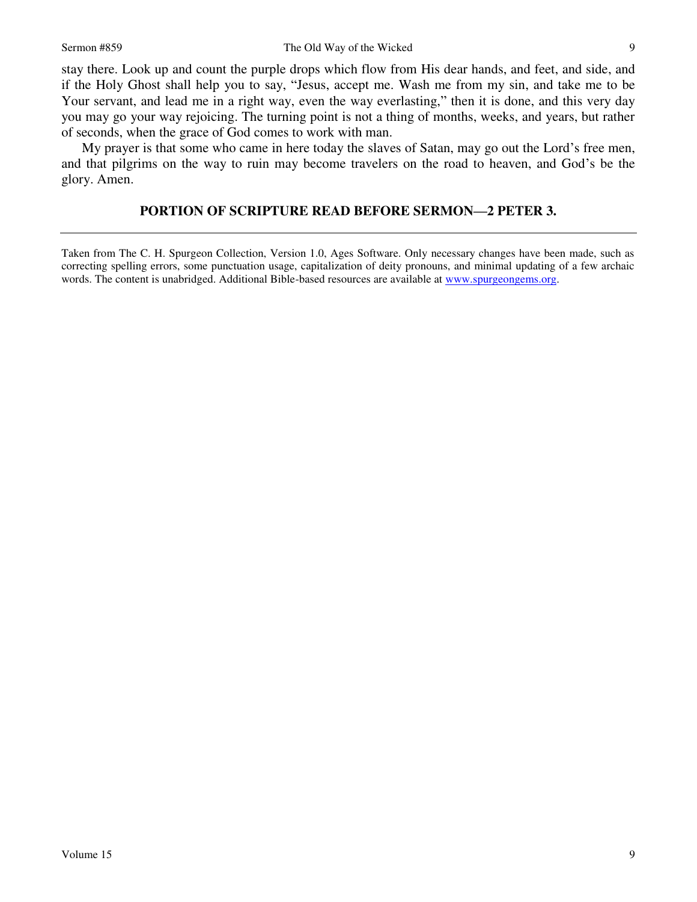stay there. Look up and count the purple drops which flow from His dear hands, and feet, and side, and if the Holy Ghost shall help you to say, "Jesus, accept me. Wash me from my sin, and take me to be Your servant, and lead me in a right way, even the way everlasting," then it is done, and this very day you may go your way rejoicing. The turning point is not a thing of months, weeks, and years, but rather of seconds, when the grace of God comes to work with man.

My prayer is that some who came in here today the slaves of Satan, may go out the Lord's free men, and that pilgrims on the way to ruin may become travelers on the road to heaven, and God's be the glory. Amen.

## PORTION OF SCRIPTURE READ BEFORE SERMON—2 PETER 3.

---

Taken from The C. H. Spurgeon Collection, Version 1.0, Ages Software. Only necessary changes have been made, such as correcting spelling errors, some punctuation usage, capitalization of deity pronouns, and minimal updating of a few archaic words. The content is unabridged. Additional Bible-based resources are available at www.spurgeongems.org.